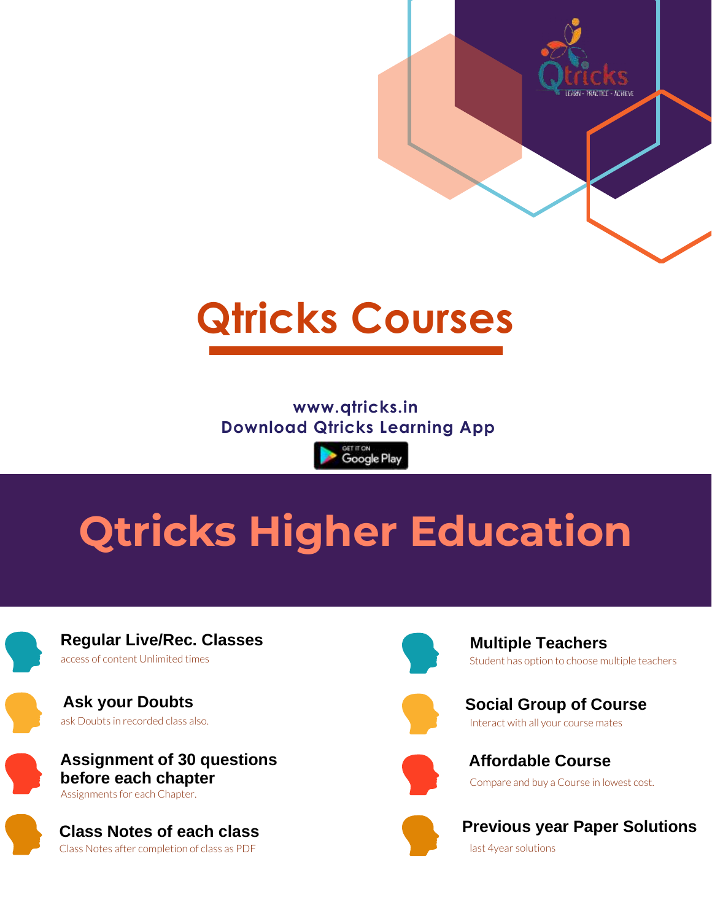# Qtricks Courses

www.qtricks.in
Download Qtricks Learning App

# Qtricks Higher Education

**Regular Live/Rec. Classes**
access of content Unlimited times

**Ask your Doubts**
ask Doubts in recorded class also.

**Assignment of 30 questions before each chapter**
Assignments for each Chapter.

**Class Notes of each class**
Class Notes after completion of class as PDF

**Multiple Teachers**
Student has option to choose multiple teachers

**Social Group of Course**
Interact with all your course mates

**Affordable Course**
Compare and buy a Course in lowest cost.

**Previous year Paper Solutions**
last 4year solutions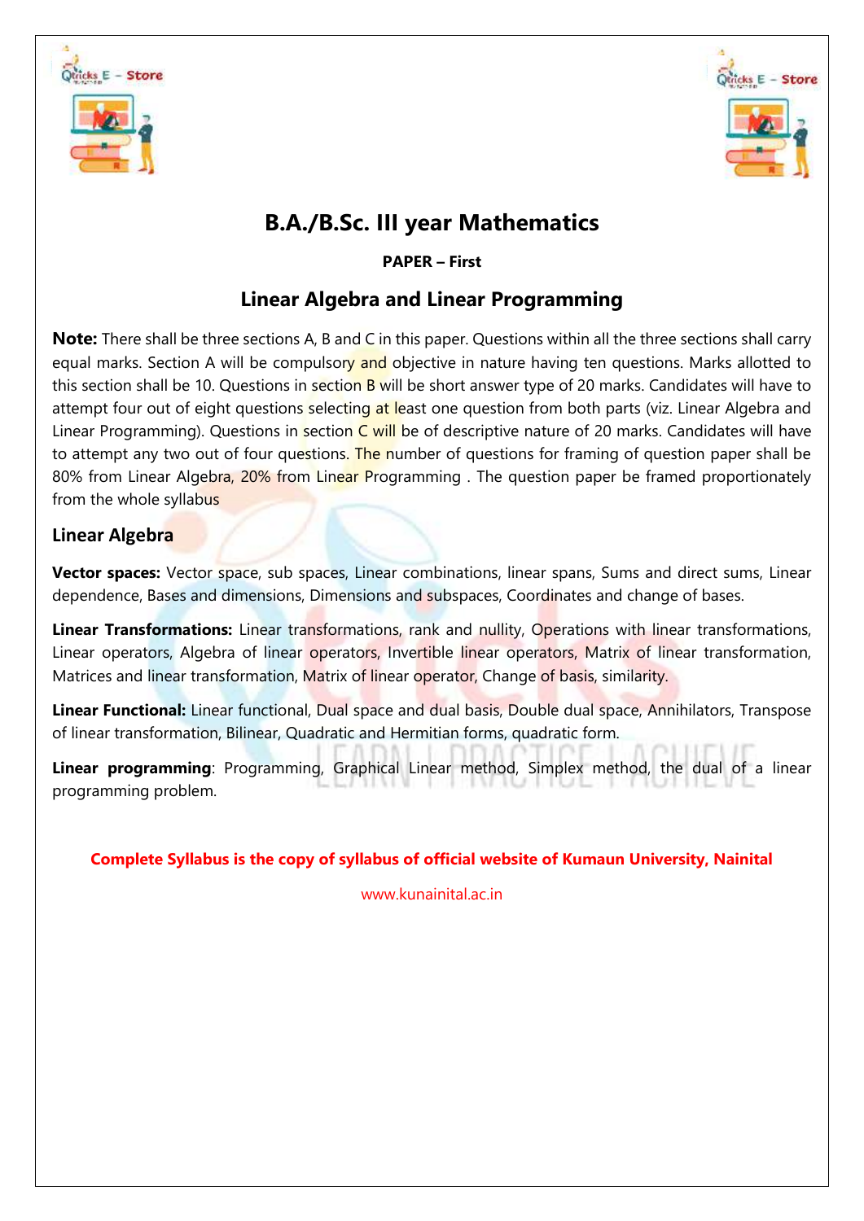# B.A./B.Sc. III year Mathematics

**PAPER – First**

## Linear Algebra and Linear Programming

**Note:** There shall be three sections A, B and C in this paper. Questions within all the three sections shall carry equal marks. Section A will be compulsory and objective in nature having ten questions. Marks allotted to this section shall be 10. Questions in section B will be short answer type of 20 marks. Candidates will have to attempt four out of eight questions selecting at least one question from both parts (viz. Linear Algebra and Linear Programming). Questions in section C will be of descriptive nature of 20 marks. Candidates will have to attempt any two out of four questions. The number of questions for framing of question paper shall be 80% from Linear Algebra, 20% from Linear Programming . The question paper be framed proportionately from the whole syllabus

### Linear Algebra

**Vector spaces:** Vector space, sub spaces, Linear combinations, linear spans, Sums and direct sums, Linear dependence, Bases and dimensions, Dimensions and subspaces, Coordinates and change of bases.

**Linear Transformations:** Linear transformations, rank and nullity, Operations with linear transformations, Linear operators, Algebra of linear operators, Invertible linear operators, Matrix of linear transformation, Matrices and linear transformation, Matrix of linear operator, Change of basis, similarity.

**Linear Functional:** Linear functional, Dual space and dual basis, Double dual space, Annihilators, Transpose of linear transformation, Bilinear, Quadratic and Hermitian forms, quadratic form.

**Linear programming**: Programming, Graphical Linear method, Simplex method, the dual of a linear programming problem.

**Complete Syllabus is the copy of syllabus of official website of Kumaun University, Nainital**

www.kunainital.ac.in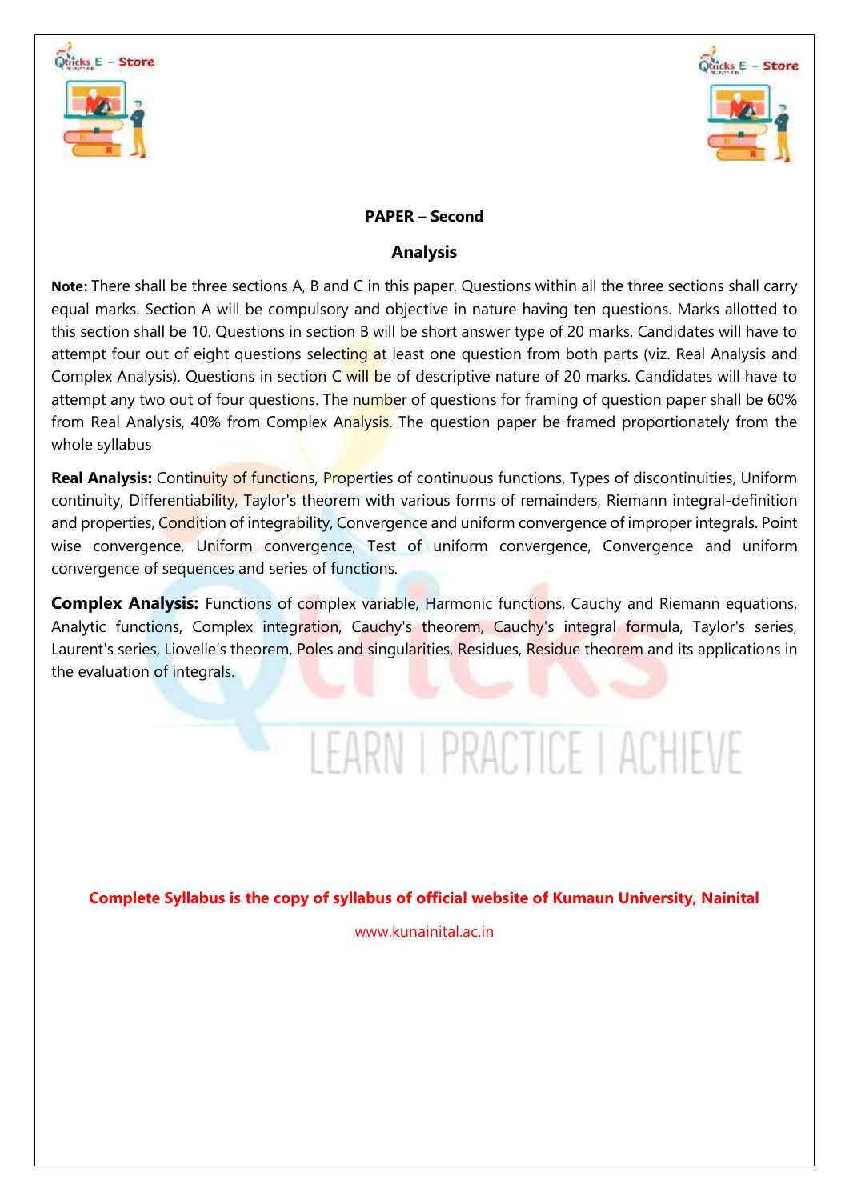**PAPER – Second**

## Analysis

**Note:** There shall be three sections A, B and C in this paper. Questions within all the three sections shall carry equal marks. Section A will be compulsory and objective in nature having ten questions. Marks allotted to this section shall be 10. Questions in section B will be short answer type of 20 marks. Candidates will have to attempt four out of eight questions selecting at least one question from both parts (viz. Real Analysis and Complex Analysis). Questions in section C will be of descriptive nature of 20 marks. Candidates will have to attempt any two out of four questions. The number of questions for framing of question paper shall be 60% from Real Analysis, 40% from Complex Analysis. The question paper be framed proportionately from the whole syllabus

**Real Analysis:** Continuity of functions, Properties of continuous functions, Types of discontinuities, Uniform continuity, Differentiability, Taylor's theorem with various forms of remainders, Riemann integral-definition and properties, Condition of integrability, Convergence and uniform convergence of improper integrals. Point wise convergence, Uniform convergence, Test of uniform convergence, Convergence and uniform convergence of sequences and series of functions.

**Complex Analysis:** Functions of complex variable, Harmonic functions, Cauchy and Riemann equations, Analytic functions, Complex integration, Cauchy's theorem, Cauchy's integral formula, Taylor's series, Laurent's series, Liovelle's theorem, Poles and singularities, Residues, Residue theorem and its applications in the evaluation of integrals.

**Complete Syllabus is the copy of syllabus of official website of Kumaun University, Nainital**

www.kunainital.ac.in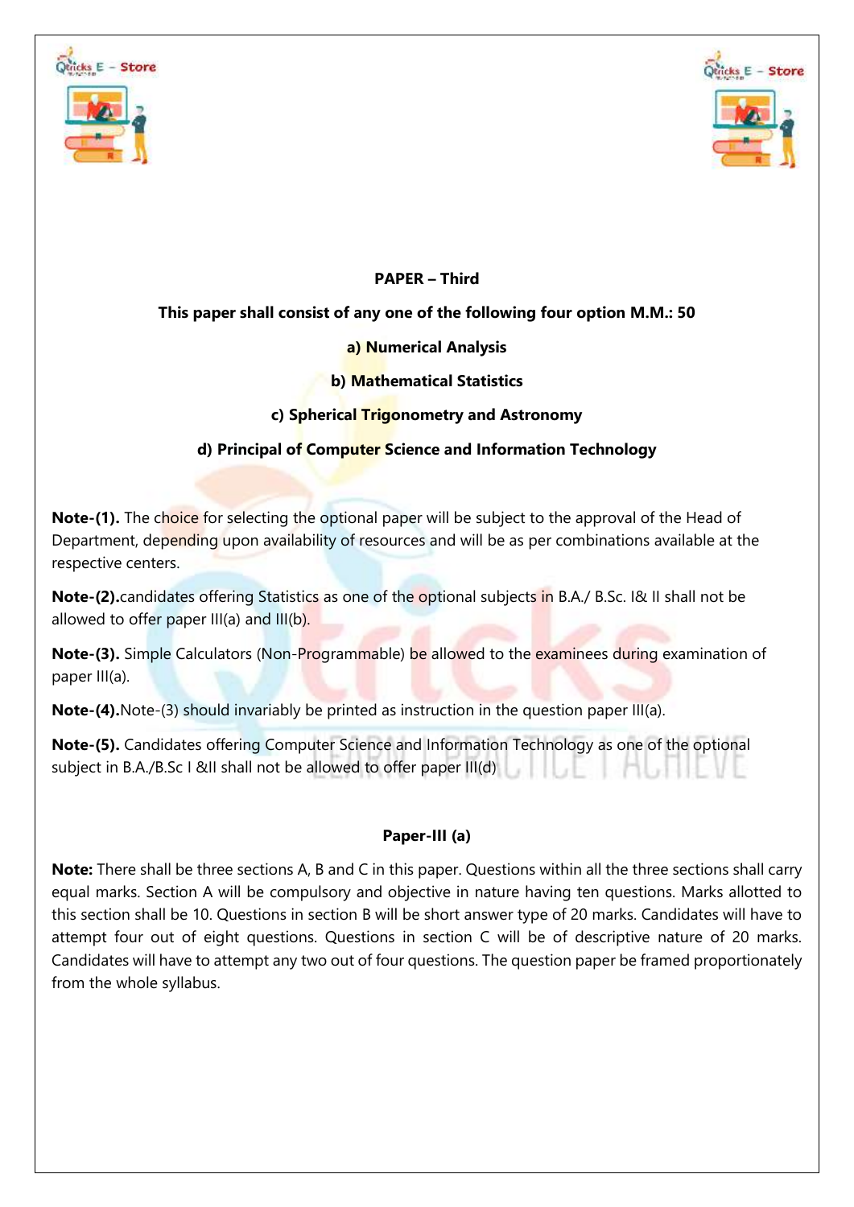**PAPER – Third**

**This paper shall consist of any one of the following four option M.M.: 50**

**a) Numerical Analysis**

**b) Mathematical Statistics**

**c) Spherical Trigonometry and Astronomy**

**d) Principal of Computer Science and Information Technology**

**Note-(1).** The choice for selecting the optional paper will be subject to the approval of the Head of Department, depending upon availability of resources and will be as per combinations available at the respective centers.

**Note-(2).**candidates offering Statistics as one of the optional subjects in B.A./ B.Sc. I& II shall not be allowed to offer paper III(a) and III(b).

**Note-(3).** Simple Calculators (Non-Programmable) be allowed to the examinees during examination of paper III(a).

**Note-(4).**Note-(3) should invariably be printed as instruction in the question paper III(a).

**Note-(5).** Candidates offering Computer Science and Information Technology as one of the optional subject in B.A./B.Sc I &II shall not be allowed to offer paper III(d)

**Paper-III (a)**

**Note:** There shall be three sections A, B and C in this paper. Questions within all the three sections shall carry equal marks. Section A will be compulsory and objective in nature having ten questions. Marks allotted to this section shall be 10. Questions in section B will be short answer type of 20 marks. Candidates will have to attempt four out of eight questions. Questions in section C will be of descriptive nature of 20 marks. Candidates will have to attempt any two out of four questions. The question paper be framed proportionately from the whole syllabus.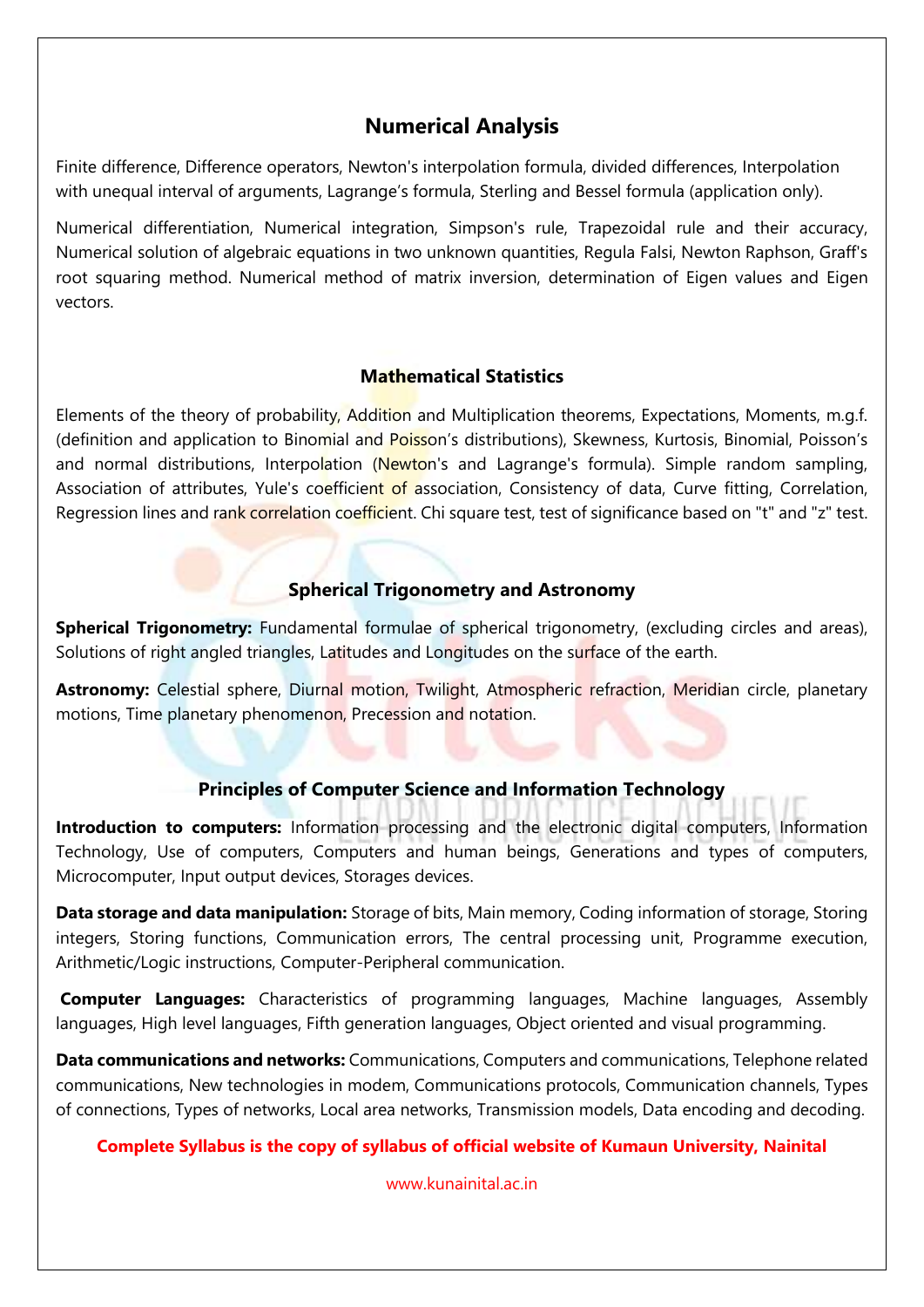## Numerical Analysis

Finite difference, Difference operators, Newton's interpolation formula, divided differences, Interpolation with unequal interval of arguments, Lagrange's formula, Sterling and Bessel formula (application only).

Numerical differentiation, Numerical integration, Simpson's rule, Trapezoidal rule and their accuracy, Numerical solution of algebraic equations in two unknown quantities, Regula Falsi, Newton Raphson, Graff's root squaring method. Numerical method of matrix inversion, determination of Eigen values and Eigen vectors.

## Mathematical Statistics

Elements of the theory of probability, Addition and Multiplication theorems, Expectations, Moments, m.g.f. (definition and application to Binomial and Poisson's distributions), Skewness, Kurtosis, Binomial, Poisson's and normal distributions, Interpolation (Newton's and Lagrange's formula). Simple random sampling, Association of attributes, Yule's coefficient of association, Consistency of data, Curve fitting, Correlation, Regression lines and rank correlation coefficient. Chi square test, test of significance based on "t" and "z" test.

## Spherical Trigonometry and Astronomy

**Spherical Trigonometry:** Fundamental formulae of spherical trigonometry, (excluding circles and areas), Solutions of right angled triangles, Latitudes and Longitudes on the surface of the earth.

**Astronomy:** Celestial sphere, Diurnal motion, Twilight, Atmospheric refraction, Meridian circle, planetary motions, Time planetary phenomenon, Precession and notation.

## Principles of Computer Science and Information Technology

**Introduction to computers:** Information processing and the electronic digital computers, Information Technology, Use of computers, Computers and human beings, Generations and types of computers, Microcomputer, Input output devices, Storages devices.

**Data storage and data manipulation:** Storage of bits, Main memory, Coding information of storage, Storing integers, Storing functions, Communication errors, The central processing unit, Programme execution, Arithmetic/Logic instructions, Computer-Peripheral communication.

**Computer Languages:** Characteristics of programming languages, Machine languages, Assembly languages, High level languages, Fifth generation languages, Object oriented and visual programming.

**Data communications and networks:** Communications, Computers and communications, Telephone related communications, New technologies in modem, Communications protocols, Communication channels, Types of connections, Types of networks, Local area networks, Transmission models, Data encoding and decoding.

**Complete Syllabus is the copy of syllabus of official website of Kumaun University, Nainital**

www.kunainital.ac.in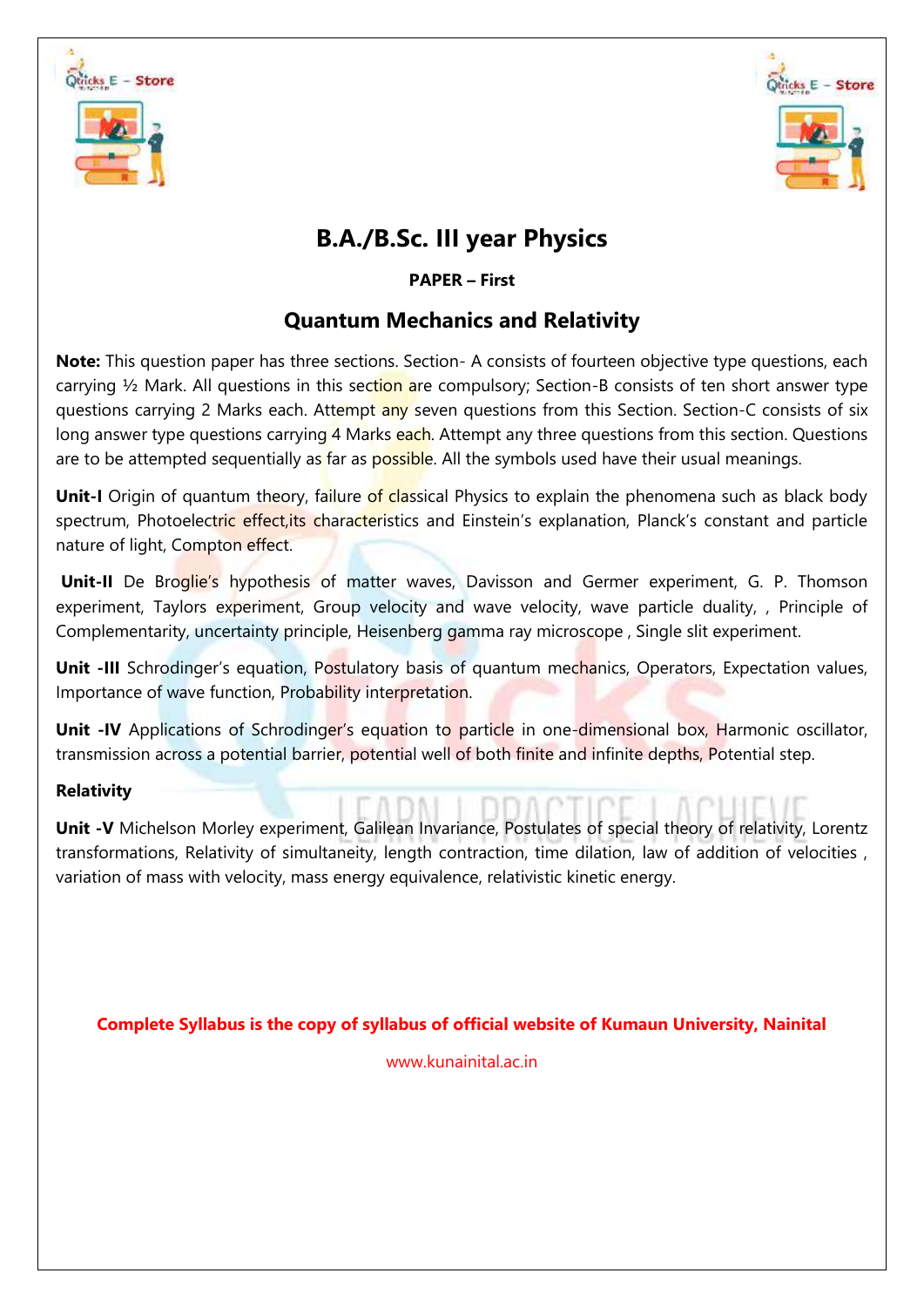# B.A./B.Sc. III year Physics

**PAPER – First**

## Quantum Mechanics and Relativity

**Note:** This question paper has three sections. Section- A consists of fourteen objective type questions, each carrying ½ Mark. All questions in this section are compulsory; Section-B consists of ten short answer type questions carrying 2 Marks each. Attempt any seven questions from this Section. Section-C consists of six long answer type questions carrying 4 Marks each. Attempt any three questions from this section. Questions are to be attempted sequentially as far as possible. All the symbols used have their usual meanings.

**Unit-I** Origin of quantum theory, failure of classical Physics to explain the phenomena such as black body spectrum, Photoelectric effect,its characteristics and Einstein's explanation, Planck's constant and particle nature of light, Compton effect.

**Unit-II** De Broglie's hypothesis of matter waves, Davisson and Germer experiment, G. P. Thomson experiment, Taylors experiment, Group velocity and wave velocity, wave particle duality, , Principle of Complementarity, uncertainty principle, Heisenberg gamma ray microscope , Single slit experiment.

**Unit -III** Schrodinger's equation, Postulatory basis of quantum mechanics, Operators, Expectation values, Importance of wave function, Probability interpretation.

**Unit -IV** Applications of Schrodinger's equation to particle in one-dimensional box, Harmonic oscillator, transmission across a potential barrier, potential well of both finite and infinite depths, Potential step.

**Relativity**

**Unit -V** Michelson Morley experiment, Galilean Invariance, Postulates of special theory of relativity, Lorentz transformations, Relativity of simultaneity, length contraction, time dilation, law of addition of velocities , variation of mass with velocity, mass energy equivalence, relativistic kinetic energy.

**Complete Syllabus is the copy of syllabus of official website of Kumaun University, Nainital**

www.kunainital.ac.in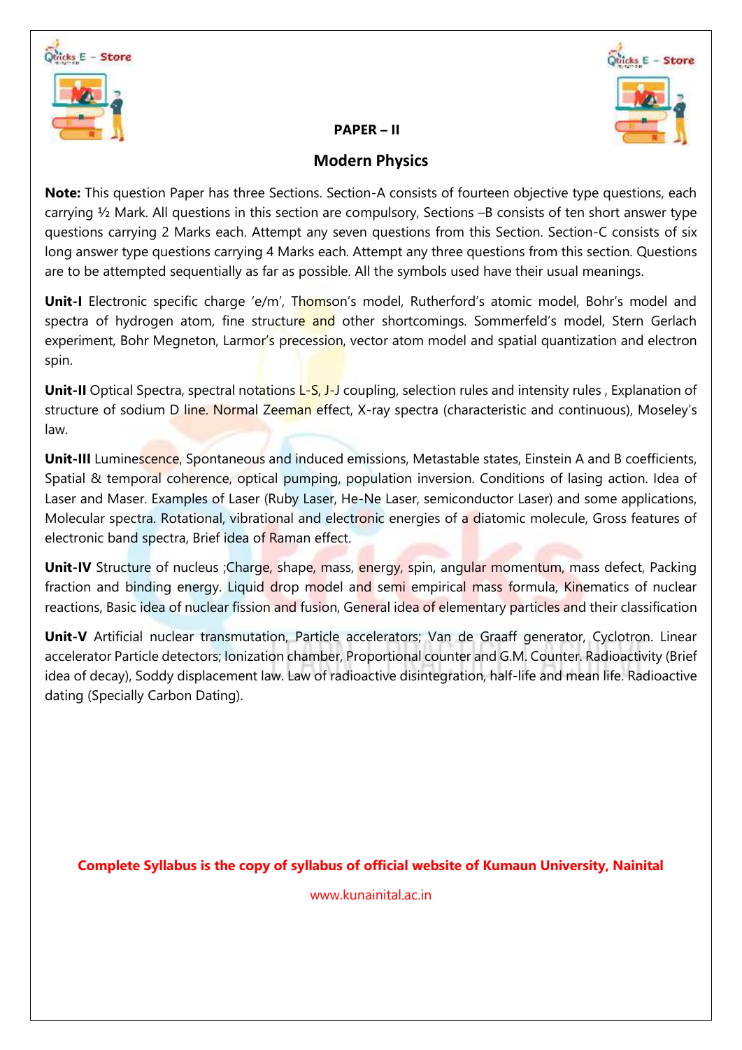## PAPER – II

## Modern Physics

**Note:** This question Paper has three Sections. Section-A consists of fourteen objective type questions, each carrying ½ Mark. All questions in this section are compulsory, Sections –B consists of ten short answer type questions carrying 2 Marks each. Attempt any seven questions from this Section. Section-C consists of six long answer type questions carrying 4 Marks each. Attempt any three questions from this section. Questions are to be attempted sequentially as far as possible. All the symbols used have their usual meanings.

**Unit-I** Electronic specific charge 'e/m', Thomson's model, Rutherford's atomic model, Bohr's model and spectra of hydrogen atom, fine structure and other shortcomings. Sommerfeld's model, Stern Gerlach experiment, Bohr Megneton, Larmor's precession, vector atom model and spatial quantization and electron spin.

**Unit-II** Optical Spectra, spectral notations L-S, J-J coupling, selection rules and intensity rules , Explanation of structure of sodium D line. Normal Zeeman effect, X-ray spectra (characteristic and continuous), Moseley's law.

**Unit-III** Luminescence, Spontaneous and induced emissions, Metastable states, Einstein A and B coefficients, Spatial & temporal coherence, optical pumping, population inversion. Conditions of lasing action. Idea of Laser and Maser. Examples of Laser (Ruby Laser, He-Ne Laser, semiconductor Laser) and some applications, Molecular spectra. Rotational, vibrational and electronic energies of a diatomic molecule, Gross features of electronic band spectra, Brief idea of Raman effect.

**Unit-IV** Structure of nucleus ;Charge, shape, mass, energy, spin, angular momentum, mass defect, Packing fraction and binding energy. Liquid drop model and semi empirical mass formula, Kinematics of nuclear reactions, Basic idea of nuclear fission and fusion, General idea of elementary particles and their classification

**Unit-V** Artificial nuclear transmutation, Particle accelerators; Van de Graaff generator, Cyclotron. Linear accelerator Particle detectors; Ionization chamber, Proportional counter and G.M. Counter. Radioactivity (Brief idea of decay), Soddy displacement law. Law of radioactive disintegration, half-life and mean life. Radioactive dating (Specially Carbon Dating).

**Complete Syllabus is the copy of syllabus of official website of Kumaun University, Nainital**

www.kunainital.ac.in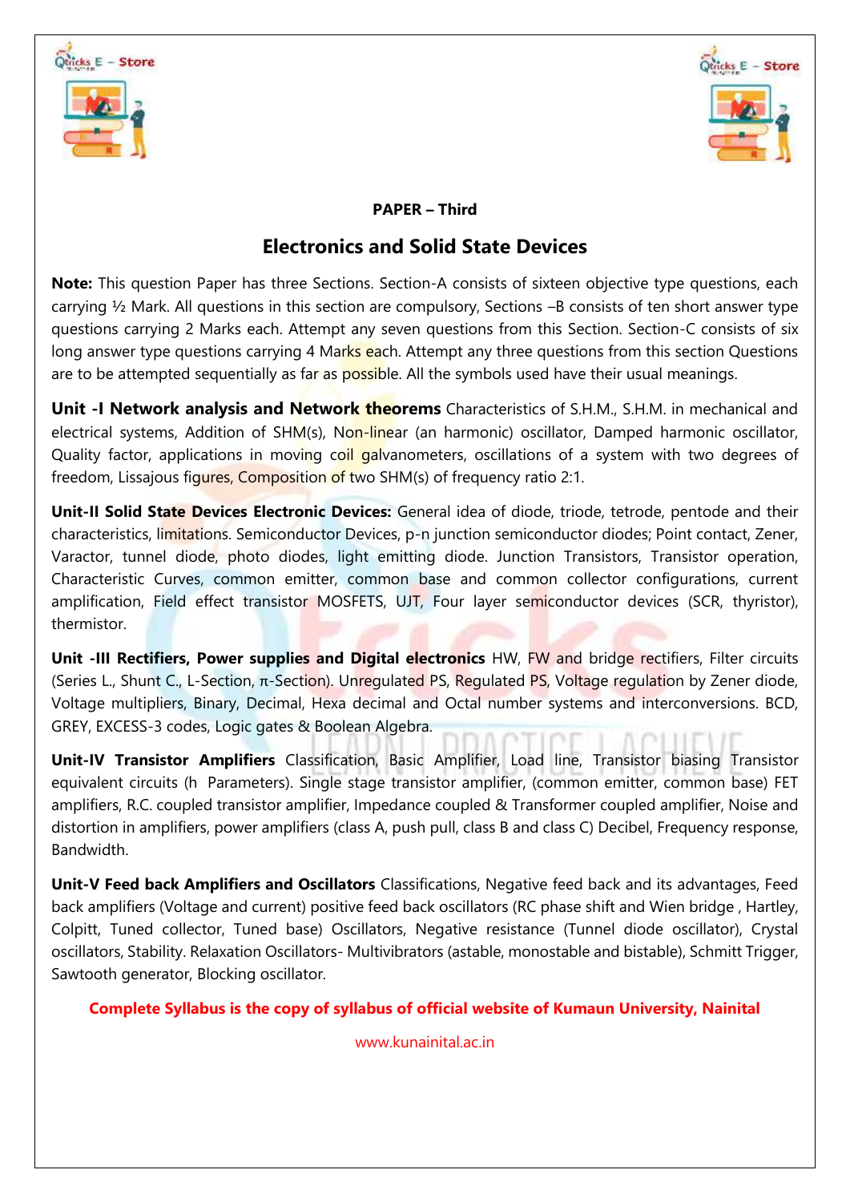**PAPER – Third**

## Electronics and Solid State Devices

**Note:** This question Paper has three Sections. Section-A consists of sixteen objective type questions, each carrying ½ Mark. All questions in this section are compulsory, Sections –B consists of ten short answer type questions carrying 2 Marks each. Attempt any seven questions from this Section. Section-C consists of six long answer type questions carrying 4 Marks each. Attempt any three questions from this section Questions are to be attempted sequentially as far as possible. All the symbols used have their usual meanings.

**Unit -I Network analysis and Network theorems** Characteristics of S.H.M., S.H.M. in mechanical and electrical systems, Addition of SHM(s), Non-linear (an harmonic) oscillator, Damped harmonic oscillator, Quality factor, applications in moving coil galvanometers, oscillations of a system with two degrees of freedom, Lissajous figures, Composition of two SHM(s) of frequency ratio 2:1.

**Unit-II Solid State Devices Electronic Devices:** General idea of diode, triode, tetrode, pentode and their characteristics, limitations. Semiconductor Devices, p-n junction semiconductor diodes; Point contact, Zener, Varactor, tunnel diode, photo diodes, light emitting diode. Junction Transistors, Transistor operation, Characteristic Curves, common emitter, common base and common collector configurations, current amplification, Field effect transistor MOSFETS, UJT, Four layer semiconductor devices (SCR, thyristor), thermistor.

**Unit -III Rectifiers, Power supplies and Digital electronics** HW, FW and bridge rectifiers, Filter circuits (Series L., Shunt C., L-Section, π-Section). Unregulated PS, Regulated PS, Voltage regulation by Zener diode, Voltage multipliers, Binary, Decimal, Hexa decimal and Octal number systems and interconversions. BCD, GREY, EXCESS-3 codes, Logic gates & Boolean Algebra.

**Unit-IV Transistor Amplifiers** Classification, Basic Amplifier, Load line, Transistor biasing Transistor equivalent circuits (h Parameters). Single stage transistor amplifier, (common emitter, common base) FET amplifiers, R.C. coupled transistor amplifier, Impedance coupled & Transformer coupled amplifier, Noise and distortion in amplifiers, power amplifiers (class A, push pull, class B and class C) Decibel, Frequency response, Bandwidth.

**Unit-V Feed back Amplifiers and Oscillators** Classifications, Negative feed back and its advantages, Feed back amplifiers (Voltage and current) positive feed back oscillators (RC phase shift and Wien bridge , Hartley, Colpitt, Tuned collector, Tuned base) Oscillators, Negative resistance (Tunnel diode oscillator), Crystal oscillators, Stability. Relaxation Oscillators- Multivibrators (astable, monostable and bistable), Schmitt Trigger, Sawtooth generator, Blocking oscillator.

**Complete Syllabus is the copy of syllabus of official website of Kumaun University, Nainital**

www.kunainital.ac.in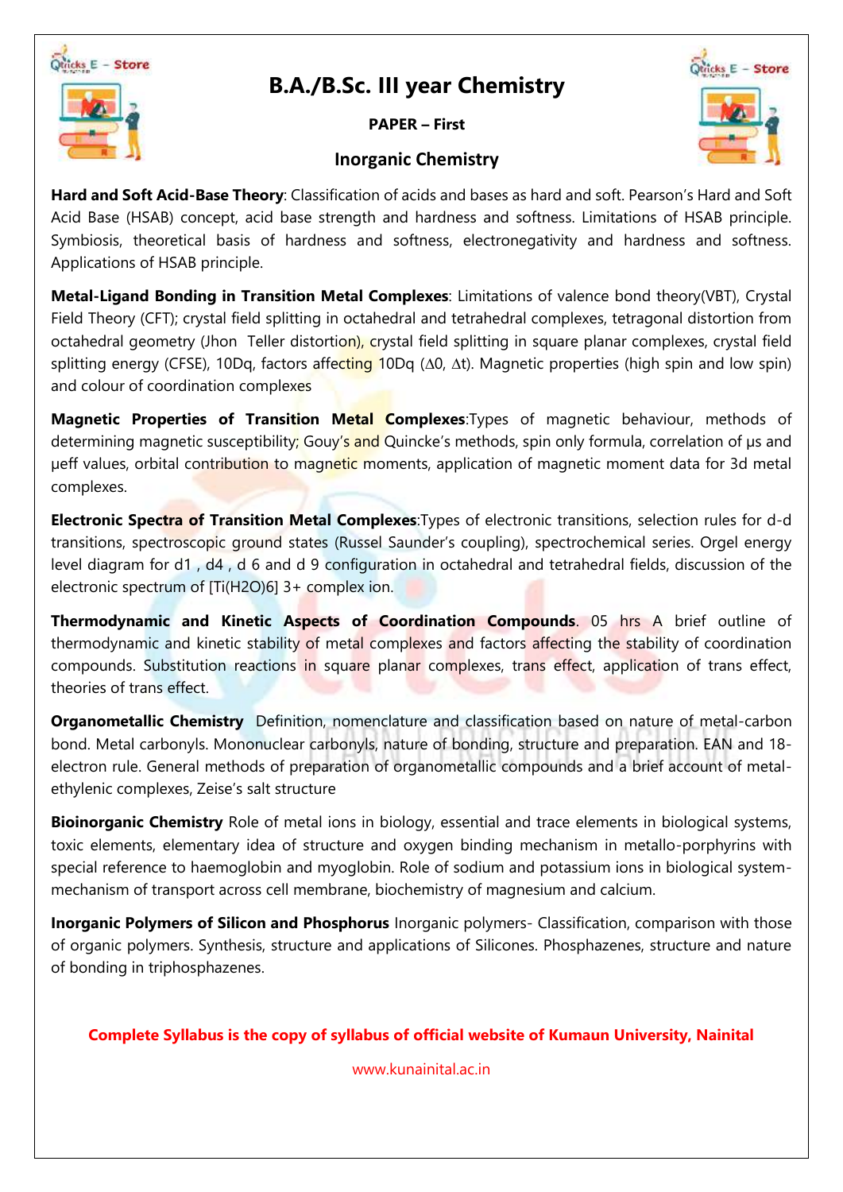# B.A./B.Sc. III year Chemistry

**PAPER – First**

## Inorganic Chemistry

**Hard and Soft Acid-Base Theory**: Classification of acids and bases as hard and soft. Pearson's Hard and Soft Acid Base (HSAB) concept, acid base strength and hardness and softness. Limitations of HSAB principle. Symbiosis, theoretical basis of hardness and softness, electronegativity and hardness and softness. Applications of HSAB principle.

**Metal-Ligand Bonding in Transition Metal Complexes**: Limitations of valence bond theory(VBT), Crystal Field Theory (CFT); crystal field splitting in octahedral and tetrahedral complexes, tetragonal distortion from octahedral geometry (Jhon Teller distortion), crystal field splitting in square planar complexes, crystal field splitting energy (CFSE), 10Dq, factors affecting 10Dq ($\Delta 0$, $\Delta t$). Magnetic properties (high spin and low spin) and colour of coordination complexes

**Magnetic Properties of Transition Metal Complexes**:Types of magnetic behaviour, methods of determining magnetic susceptibility; Gouy's and Quincke's methods, spin only formula, correlation of $\mu s$ and $\mu eff$ values, orbital contribution to magnetic moments, application of magnetic moment data for 3d metal complexes.

**Electronic Spectra of Transition Metal Complexes**:Types of electronic transitions, selection rules for d-d transitions, spectroscopic ground states (Russel Saunder's coupling), spectrochemical series. Orgel energy level diagram for $d^1$ , $d^4$ , $d^6$ and $d^9$ configuration in octahedral and tetrahedral fields, discussion of the electronic spectrum of $[Ti(H_2O)_6]^{3+}$ complex ion.

**Thermodynamic and Kinetic Aspects of Coordination Compounds**. 05 hrs A brief outline of thermodynamic and kinetic stability of metal complexes and factors affecting the stability of coordination compounds. Substitution reactions in square planar complexes, trans effect, application of trans effect, theories of trans effect.

**Organometallic Chemistry** Definition, nomenclature and classification based on nature of metal-carbon bond. Metal carbonyls. Mononuclear carbonyls, nature of bonding, structure and preparation. EAN and 18-electron rule. General methods of preparation of organometallic compounds and a brief account of metal-ethylenic complexes, Zeise's salt structure

**Bioinorganic Chemistry** Role of metal ions in biology, essential and trace elements in biological systems, toxic elements, elementary idea of structure and oxygen binding mechanism in metallo-porphyrins with special reference to haemoglobin and myoglobin. Role of sodium and potassium ions in biological system-mechanism of transport across cell membrane, biochemistry of magnesium and calcium.

**Inorganic Polymers of Silicon and Phosphorus** Inorganic polymers- Classification, comparison with those of organic polymers. Synthesis, structure and applications of Silicones. Phosphazenes, structure and nature of bonding in triphosphazenes.

**Complete Syllabus is the copy of syllabus of official website of Kumaun University, Nainital**

www.kunainital.ac.in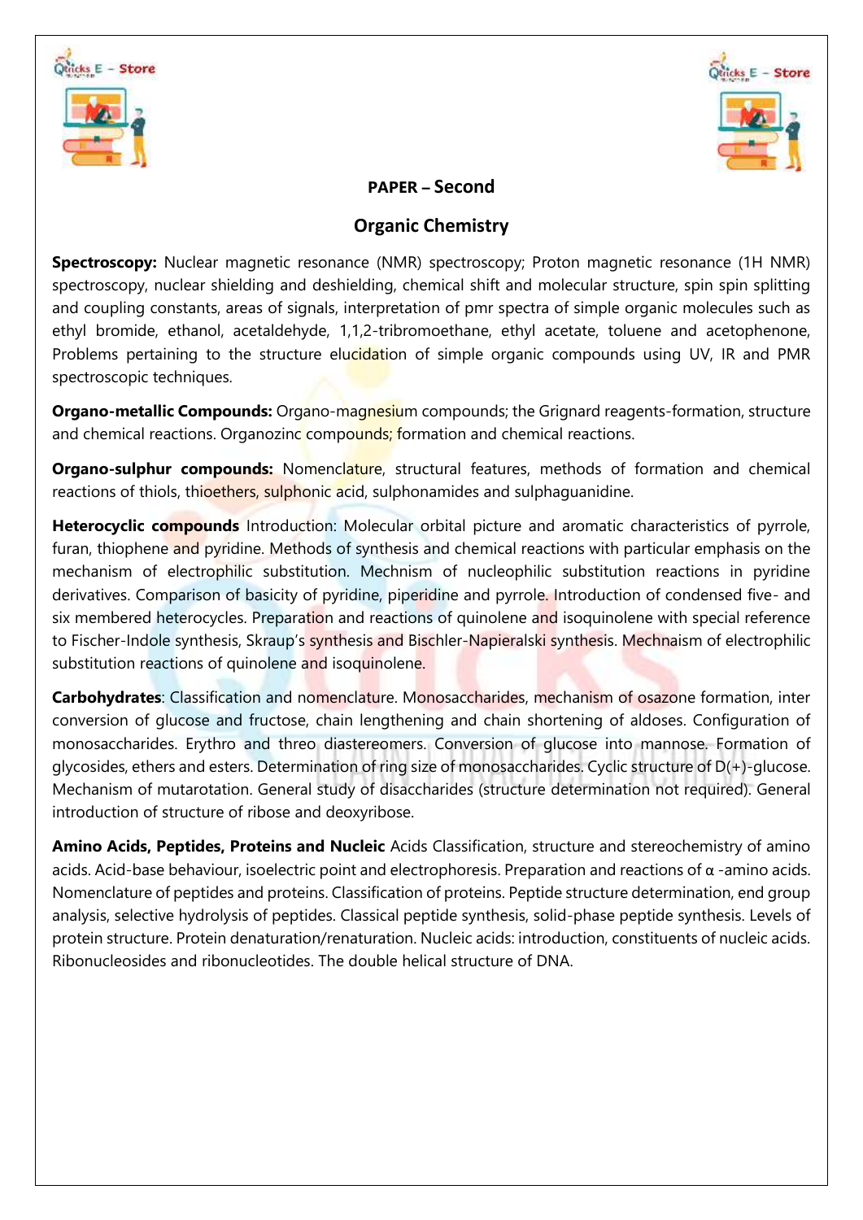## PAPER – Second

## Organic Chemistry

**Spectroscopy:** Nuclear magnetic resonance (NMR) spectroscopy; Proton magnetic resonance (1H NMR) spectroscopy, nuclear shielding and deshielding, chemical shift and molecular structure, spin spin splitting and coupling constants, areas of signals, interpretation of pmr spectra of simple organic molecules such as ethyl bromide, ethanol, acetaldehyde, 1,1,2-tribromoethane, ethyl acetate, toluene and acetophenone, Problems pertaining to the structure elucidation of simple organic compounds using UV, IR and PMR spectroscopic techniques.

**Organo-metallic Compounds:** Organo-magnesium compounds; the Grignard reagents-formation, structure and chemical reactions. Organozinc compounds; formation and chemical reactions.

**Organo-sulphur compounds:** Nomenclature, structural features, methods of formation and chemical reactions of thiols, thioethers, sulphonic acid, sulphonamides and sulphaguanidine.

**Heterocyclic compounds** Introduction: Molecular orbital picture and aromatic characteristics of pyrrole, furan, thiophene and pyridine. Methods of synthesis and chemical reactions with particular emphasis on the mechanism of electrophilic substitution. Mechnism of nucleophilic substitution reactions in pyridine derivatives. Comparison of basicity of pyridine, piperidine and pyrrole. Introduction of condensed five- and six membered heterocycles. Preparation and reactions of quinolene and isoquinolene with special reference to Fischer-Indole synthesis, Skraup's synthesis and Bischler-Napieralski synthesis. Mechnaism of electrophilic substitution reactions of quinolene and isoquinolene.

**Carbohydrates**: Classification and nomenclature. Monosaccharides, mechanism of osazone formation, inter conversion of glucose and fructose, chain lengthening and chain shortening of aldoses. Configuration of monosaccharides. Erythro and threo diastereomers. Conversion of glucose into mannose. Formation of glycosides, ethers and esters. Determination of ring size of monosaccharides. Cyclic structure of D(+)-glucose. Mechanism of mutarotation. General study of disaccharides (structure determination not required). General introduction of structure of ribose and deoxyribose.

**Amino Acids, Peptides, Proteins and Nucleic** Acids Classification, structure and stereochemistry of amino acids. Acid-base behaviour, isoelectric point and electrophoresis. Preparation and reactions of α -amino acids. Nomenclature of peptides and proteins. Classification of proteins. Peptide structure determination, end group analysis, selective hydrolysis of peptides. Classical peptide synthesis, solid-phase peptide synthesis. Levels of protein structure. Protein denaturation/renaturation. Nucleic acids: introduction, constituents of nucleic acids. Ribonucleosides and ribonucleotides. The double helical structure of DNA.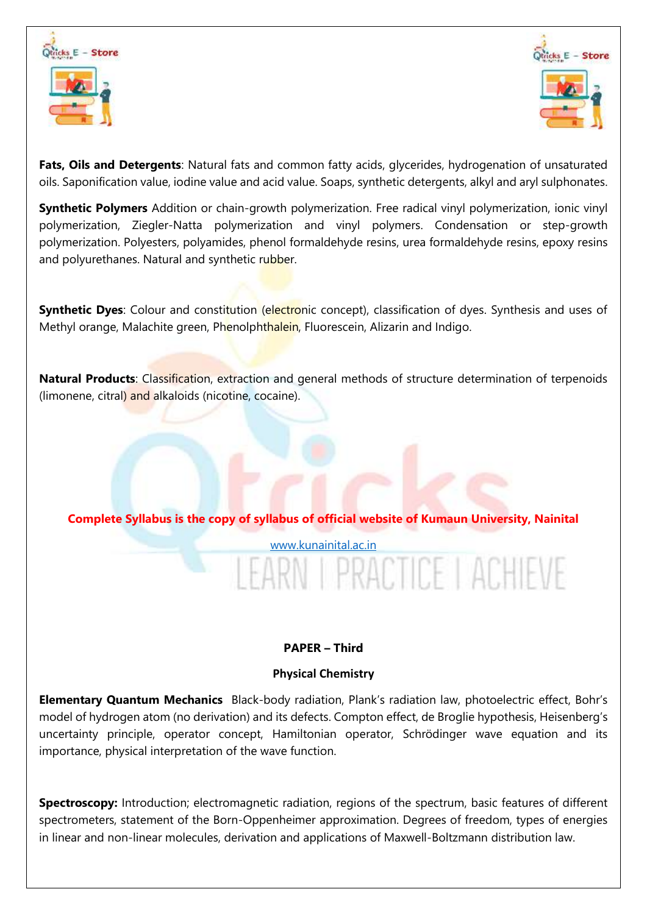**Fats, Oils and Detergents**: Natural fats and common fatty acids, glycerides, hydrogenation of unsaturated oils. Saponification value, iodine value and acid value. Soaps, synthetic detergents, alkyl and aryl sulphonates.

**Synthetic Polymers** Addition or chain-growth polymerization. Free radical vinyl polymerization, ionic vinyl polymerization, Ziegler-Natta polymerization and vinyl polymers. Condensation or step-growth polymerization. Polyesters, polyamides, phenol formaldehyde resins, urea formaldehyde resins, epoxy resins and polyurethanes. Natural and synthetic rubber.

**Synthetic Dyes**: Colour and constitution (electronic concept), classification of dyes. Synthesis and uses of Methyl orange, Malachite green, Phenolphthalein, Fluorescein, Alizarin and Indigo.

**Natural Products**: Classification, extraction and general methods of structure determination of terpenoids (limonene, citral) and alkaloids (nicotine, cocaine).

**Complete Syllabus is the copy of syllabus of official website of Kumaun University, Nainital**

www.kunainital.ac.in

**PAPER – Third**

**Physical Chemistry**

**Elementary Quantum Mechanics** Black-body radiation, Plank's radiation law, photoelectric effect, Bohr's model of hydrogen atom (no derivation) and its defects. Compton effect, de Broglie hypothesis, Heisenberg's uncertainty principle, operator concept, Hamiltonian operator, Schrödinger wave equation and its importance, physical interpretation of the wave function.

**Spectroscopy:** Introduction; electromagnetic radiation, regions of the spectrum, basic features of different spectrometers, statement of the Born-Oppenheimer approximation. Degrees of freedom, types of energies in linear and non-linear molecules, derivation and applications of Maxwell-Boltzmann distribution law.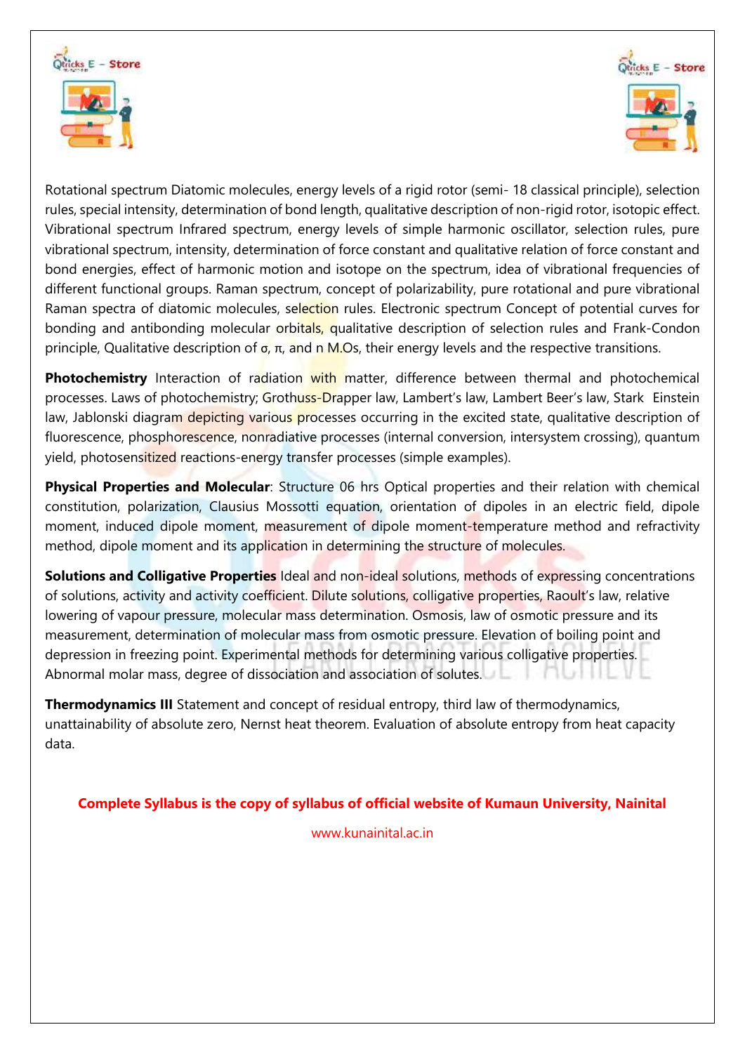Rotational spectrum Diatomic molecules, energy levels of a rigid rotor (semi- 18 classical principle), selection rules, special intensity, determination of bond length, qualitative description of non-rigid rotor, isotopic effect. Vibrational spectrum Infrared spectrum, energy levels of simple harmonic oscillator, selection rules, pure vibrational spectrum, intensity, determination of force constant and qualitative relation of force constant and bond energies, effect of harmonic motion and isotope on the spectrum, idea of vibrational frequencies of different functional groups. Raman spectrum, concept of polarizability, pure rotational and pure vibrational Raman spectra of diatomic molecules, selection rules. Electronic spectrum Concept of potential curves for bonding and antibonding molecular orbitals, qualitative description of selection rules and Frank-Condon principle, Qualitative description of σ, π, and n M.Os, their energy levels and the respective transitions.

**Photochemistry** Interaction of radiation with matter, difference between thermal and photochemical processes. Laws of photochemistry; Grothuss-Drapper law, Lambert's law, Lambert Beer's law, Stark Einstein law, Jablonski diagram depicting various processes occurring in the excited state, qualitative description of fluorescence, phosphorescence, nonradiative processes (internal conversion, intersystem crossing), quantum yield, photosensitized reactions-energy transfer processes (simple examples).

**Physical Properties and Molecular**: Structure 06 hrs Optical properties and their relation with chemical constitution, polarization, Clausius Mossotti equation, orientation of dipoles in an electric field, dipole moment, induced dipole moment, measurement of dipole moment-temperature method and refractivity method, dipole moment and its application in determining the structure of molecules.

**Solutions and Colligative Properties** Ideal and non-ideal solutions, methods of expressing concentrations of solutions, activity and activity coefficient. Dilute solutions, colligative properties, Raoult's law, relative lowering of vapour pressure, molecular mass determination. Osmosis, law of osmotic pressure and its measurement, determination of molecular mass from osmotic pressure. Elevation of boiling point and depression in freezing point. Experimental methods for determining various colligative properties. Abnormal molar mass, degree of dissociation and association of solutes.

**Thermodynamics III** Statement and concept of residual entropy, third law of thermodynamics, unattainability of absolute zero, Nernst heat theorem. Evaluation of absolute entropy from heat capacity data.

**Complete Syllabus is the copy of syllabus of official website of Kumaun University, Nainital**

www.kunainital.ac.in